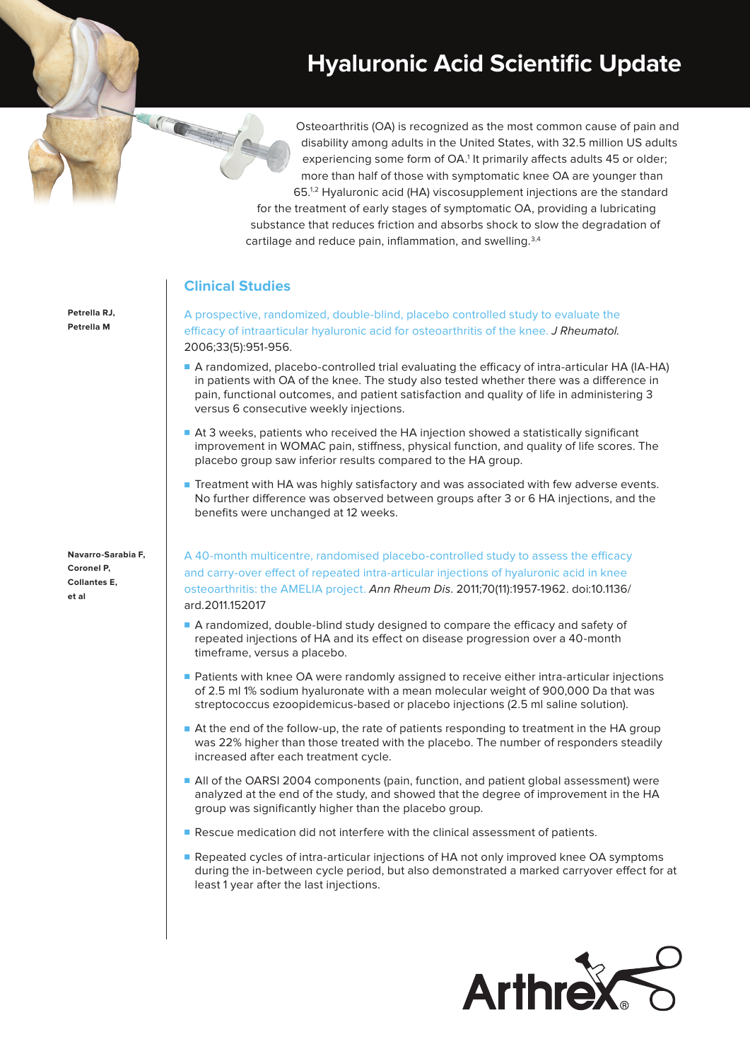# Hyaluronic Acid Scientific Update

Osteoarthritis (OA) is recognized as the most common cause of pain and disability among adults in the United States, with 32.5 million US adults experiencing some form of OA.[1] It primarily affects adults 45 or older; more than half of those with symptomatic knee OA are younger than 65.[1,2] Hyaluronic acid (HA) viscosupplement injections are the standard for the treatment of early stages of symptomatic OA, providing a lubricating substance that reduces friction and absorbs shock to slow the degradation of cartilage and reduce pain, inflammation, and swelling.[3,4]

## Clinical Studies

**Petrella RJ, Petrella M**

A prospective, randomized, double-blind, placebo controlled study to evaluate the efficacy of intraarticular hyaluronic acid for osteoarthritis of the knee. *J Rheumatol.* 2006;33(5):951-956.

- A randomized, placebo-controlled trial evaluating the efficacy of intra-articular HA (IA-HA) in patients with OA of the knee. The study also tested whether there was a difference in pain, functional outcomes, and patient satisfaction and quality of life in administering 3 versus 6 consecutive weekly injections.
- At 3 weeks, patients who received the HA injection showed a statistically significant improvement in WOMAC pain, stiffness, physical function, and quality of life scores. The placebo group saw inferior results compared to the HA group.
- Treatment with HA was highly satisfactory and was associated with few adverse events. No further difference was observed between groups after 3 or 6 HA injections, and the benefits were unchanged at 12 weeks.

**Navarro-Sarabia F, Coronel P, Collantes E, et al**

A 40-month multicentre, randomised placebo-controlled study to assess the efficacy and carry-over effect of repeated intra-articular injections of hyaluronic acid in knee osteoarthritis: the AMELIA project. *Ann Rheum Dis*. 2011;70(11):1957-1962. doi:10.1136/ard.2011.152017

- A randomized, double-blind study designed to compare the efficacy and safety of repeated injections of HA and its effect on disease progression over a 40-month timeframe, versus a placebo.
- Patients with knee OA were randomly assigned to receive either intra-articular injections of 2.5 ml 1% sodium hyaluronate with a mean molecular weight of 900,000 Da that was streptococcus ezoopidemicus-based or placebo injections (2.5 ml saline solution).
- At the end of the follow-up, the rate of patients responding to treatment in the HA group was 22% higher than those treated with the placebo. The number of responders steadily increased after each treatment cycle.
- All of the OARSI 2004 components (pain, function, and patient global assessment) were analyzed at the end of the study, and showed that the degree of improvement in the HA group was significantly higher than the placebo group.
- Rescue medication did not interfere with the clinical assessment of patients.
- Repeated cycles of intra-articular injections of HA not only improved knee OA symptoms during the in-between cycle period, but also demonstrated a marked carryover effect for at least 1 year after the last injections.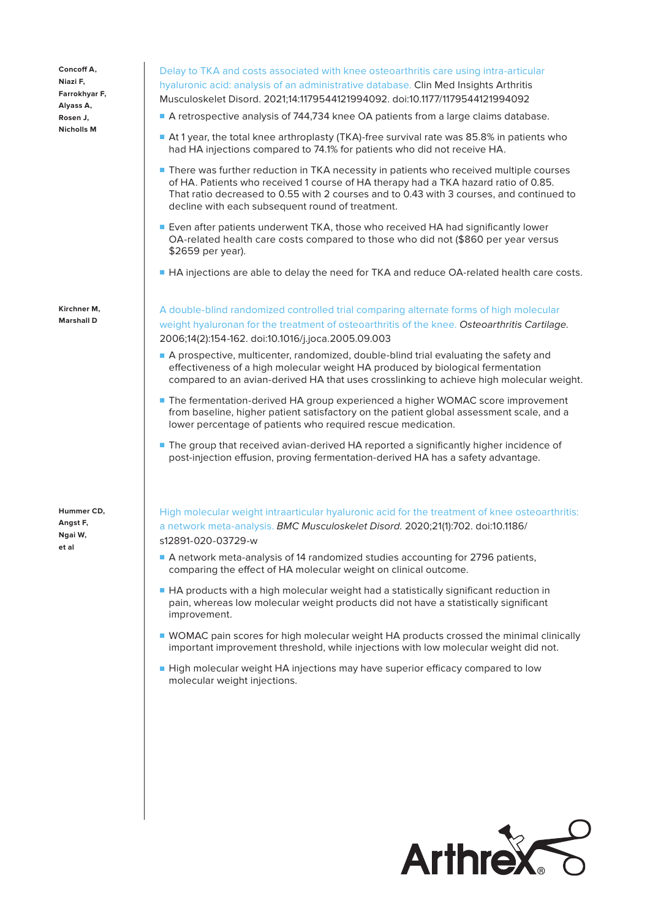**Concoff A, Niazi F, Farrokhyar F, Alyass A, Rosen J, Nicholls M**

Delay to TKA and costs associated with knee osteoarthritis care using intra-articular hyaluronic acid: analysis of an administrative database. Clin Med Insights Arthritis Musculoskelet Disord. 2021;14:1179544121994092. doi:10.1177/1179544121994092

- A retrospective analysis of 744,734 knee OA patients from a large claims database.
- At 1 year, the total knee arthroplasty (TKA)-free survival rate was 85.8% in patients who had HA injections compared to 74.1% for patients who did not receive HA.
- There was further reduction in TKA necessity in patients who received multiple courses of HA. Patients who received 1 course of HA therapy had a TKA hazard ratio of 0.85. That ratio decreased to 0.55 with 2 courses and to 0.43 with 3 courses, and continued to decline with each subsequent round of treatment.
- Even after patients underwent TKA, those who received HA had significantly lower OA-related health care costs compared to those who did not ($860 per year versus $2659 per year).
- HA injections are able to delay the need for TKA and reduce OA-related health care costs.

**Kirchner M, Marshall D**

A double-blind randomized controlled trial comparing alternate forms of high molecular weight hyaluronan for the treatment of osteoarthritis of the knee. *Osteoarthritis Cartilage.* 2006;14(2):154-162. doi:10.1016/j.joca.2005.09.003

- A prospective, multicenter, randomized, double-blind trial evaluating the safety and effectiveness of a high molecular weight HA produced by biological fermentation compared to an avian-derived HA that uses crosslinking to achieve high molecular weight.
- The fermentation-derived HA group experienced a higher WOMAC score improvement from baseline, higher patient satisfactory on the patient global assessment scale, and a lower percentage of patients who required rescue medication.
- The group that received avian-derived HA reported a significantly higher incidence of post-injection effusion, proving fermentation-derived HA has a safety advantage.

**Hummer CD, Angst F, Ngai W, et al**

High molecular weight intraarticular hyaluronic acid for the treatment of knee osteoarthritis: a network meta-analysis. *BMC Musculoskelet Disord.* 2020;21(1):702. doi:10.1186/s12891-020-03729-w

- A network meta-analysis of 14 randomized studies accounting for 2796 patients, comparing the effect of HA molecular weight on clinical outcome.
- HA products with a high molecular weight had a statistically significant reduction in pain, whereas low molecular weight products did not have a statistically significant improvement.
- WOMAC pain scores for high molecular weight HA products crossed the minimal clinically important improvement threshold, while injections with low molecular weight did not.
- High molecular weight HA injections may have superior efficacy compared to low molecular weight injections.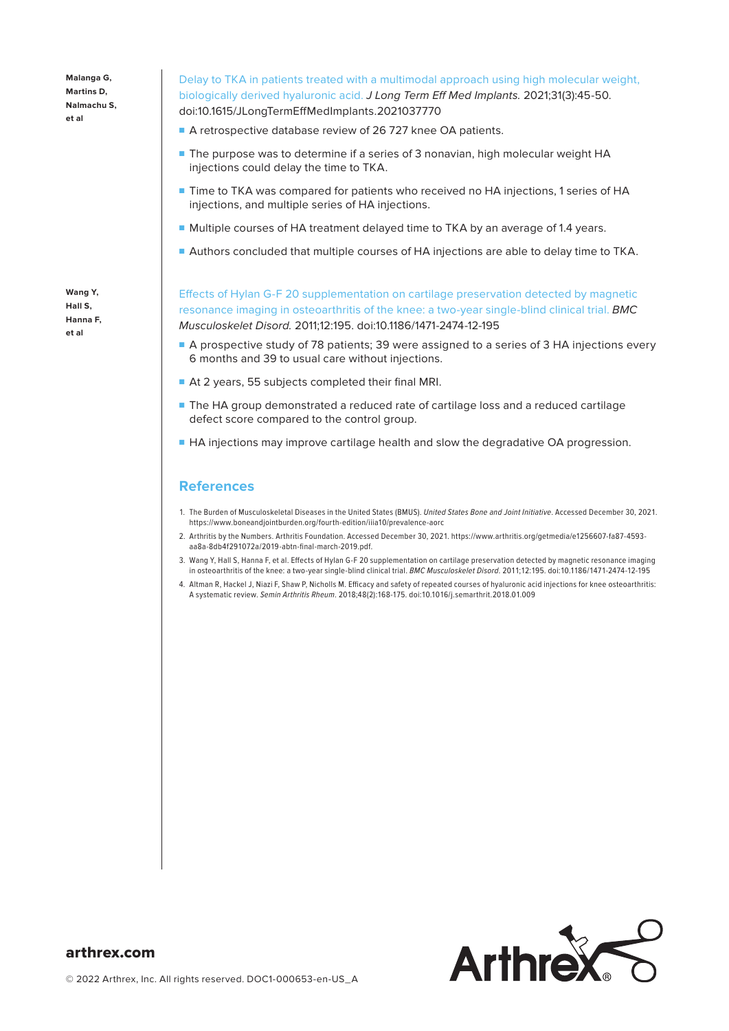**Malanga G, Martins D, Nalmachu S, et al**

Delay to TKA in patients treated with a multimodal approach using high molecular weight, biologically derived hyaluronic acid. *J Long Term Eff Med Implants.* 2021;31(3):45-50. doi:10.1615/JLongTermEffMedImplants.2021037770

- A retrospective database review of 26 727 knee OA patients.
- The purpose was to determine if a series of 3 nonavian, high molecular weight HA injections could delay the time to TKA.
- Time to TKA was compared for patients who received no HA injections, 1 series of HA injections, and multiple series of HA injections.
- Multiple courses of HA treatment delayed time to TKA by an average of 1.4 years.
- Authors concluded that multiple courses of HA injections are able to delay time to TKA.

**Wang Y, Hall S, Hanna F, et al**

Effects of Hylan G-F 20 supplementation on cartilage preservation detected by magnetic resonance imaging in osteoarthritis of the knee: a two-year single-blind clinical trial. *BMC Musculoskelet Disord.* 2011;12:195. doi:10.1186/1471-2474-12-195

- A prospective study of 78 patients; 39 were assigned to a series of 3 HA injections every 6 months and 39 to usual care without injections.
- At 2 years, 55 subjects completed their final MRI.
- The HA group demonstrated a reduced rate of cartilage loss and a reduced cartilage defect score compared to the control group.
- HA injections may improve cartilage health and slow the degradative OA progression.

## References

1. The Burden of Musculoskeletal Diseases in the United States (BMUS). *United States Bone and Joint Initiative.* Accessed December 30, 2021. https://www.boneandjointburden.org/fourth-edition/iiia10/prevalence-aorc
2. Arthritis by the Numbers. Arthritis Foundation. Accessed December 30, 2021. https://www.arthritis.org/getmedia/e1256607-fa87-4593-aa8a-8db4f291072a/2019-abtn-final-march-2019.pdf.
3. Wang Y, Hall S, Hanna F, et al. Effects of Hylan G-F 20 supplementation on cartilage preservation detected by magnetic resonance imaging in osteoarthritis of the knee: a two-year single-blind clinical trial. *BMC Musculoskelet Disord.* 2011;12:195. doi:10.1186/1471-2474-12-195
4. Altman R, Hackel J, Niazi F, Shaw P, Nicholls M. Efficacy and safety of repeated courses of hyaluronic acid injections for knee osteoarthritis: A systematic review. *Semin Arthritis Rheum.* 2018;48(2):168-175. doi:10.1016/j.semarthrit.2018.01.009

**arthrex.com**

© 2022 Arthrex, Inc. All rights reserved. DOC1-000653-en-US_A